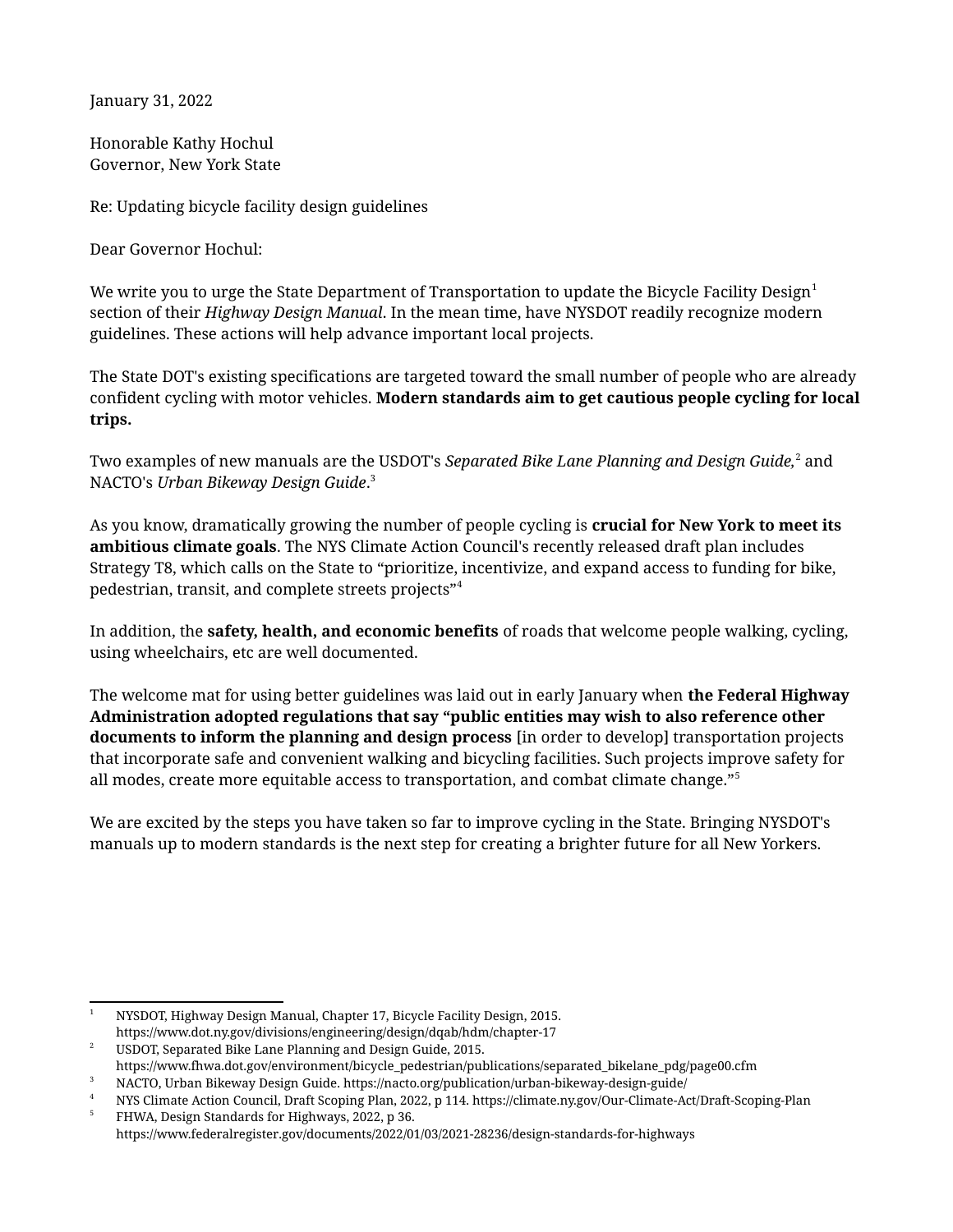January 31, 2022

Honorable Kathy Hochul
Governor, New York State

Re: Updating bicycle facility design guidelines

Dear Governor Hochul:

We write you to urge the State Department of Transportation to update the Bicycle Facility Design[1] section of their *Highway Design Manual*. In the mean time, have NYSDOT readily recognize modern guidelines. These actions will help advance important local projects.

The State DOT's existing specifications are targeted toward the small number of people who are already confident cycling with motor vehicles. **Modern standards aim to get cautious people cycling for local trips.**

Two examples of new manuals are the USDOT's *Separated Bike Lane Planning and Design Guide,*[2] and NACTO's *Urban Bikeway Design Guide*.[3]

As you know, dramatically growing the number of people cycling is **crucial for New York to meet its ambitious climate goals**. The NYS Climate Action Council's recently released draft plan includes Strategy T8, which calls on the State to "prioritize, incentivize, and expand access to funding for bike, pedestrian, transit, and complete streets projects"[4]

In addition, the **safety, health, and economic benefits** of roads that welcome people walking, cycling, using wheelchairs, etc are well documented.

The welcome mat for using better guidelines was laid out in early January when **the Federal Highway Administration adopted regulations that say "public entities may wish to also reference other documents to inform the planning and design process** [in order to develop] transportation projects that incorporate safe and convenient walking and bicycling facilities. Such projects improve safety for all modes, create more equitable access to transportation, and combat climate change."[5]

We are excited by the steps you have taken so far to improve cycling in the State. Bringing NYSDOT's manuals up to modern standards is the next step for creating a brighter future for all New Yorkers.

---

1. NYSDOT, Highway Design Manual, Chapter 17, Bicycle Facility Design, 2015. https://www.dot.ny.gov/divisions/engineering/design/dqab/hdm/chapter-17
2. USDOT, Separated Bike Lane Planning and Design Guide, 2015. https://www.fhwa.dot.gov/environment/bicycle_pedestrian/publications/separated_bikelane_pdg/page00.cfm
3. NACTO, Urban Bikeway Design Guide. https://nacto.org/publication/urban-bikeway-design-guide/
4. NYS Climate Action Council, Draft Scoping Plan, 2022, p 114. https://climate.ny.gov/Our-Climate-Act/Draft-Scoping-Plan
5. FHWA, Design Standards for Highways, 2022, p 36. https://www.federalregister.gov/documents/2022/01/03/2021-28236/design-standards-for-highways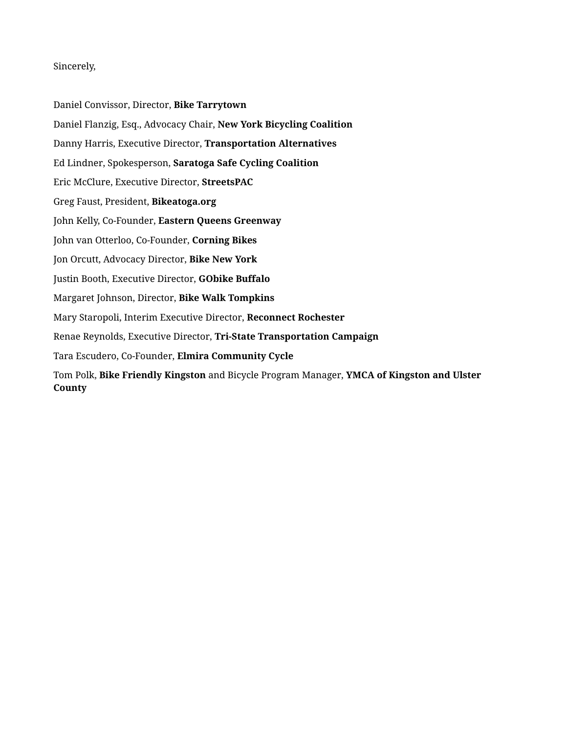Sincerely,

Daniel Convissor, Director, **Bike Tarrytown**

Daniel Flanzig, Esq., Advocacy Chair, **New York Bicycling Coalition**

Danny Harris, Executive Director, **Transportation Alternatives**

Ed Lindner, Spokesperson, **Saratoga Safe Cycling Coalition**

Eric McClure, Executive Director, **StreetsPAC**

Greg Faust, President, **Bikeatoga.org**

John Kelly, Co-Founder, **Eastern Queens Greenway**

John van Otterloo, Co-Founder, **Corning Bikes**

Jon Orcutt, Advocacy Director, **Bike New York**

Justin Booth, Executive Director, **GObike Buffalo**

Margaret Johnson, Director, **Bike Walk Tompkins**

Mary Staropoli, Interim Executive Director, **Reconnect Rochester**

Renae Reynolds, Executive Director, **Tri-State Transportation Campaign**

Tara Escudero, Co-Founder, **Elmira Community Cycle**

Tom Polk, **Bike Friendly Kingston** and Bicycle Program Manager, **YMCA of Kingston and Ulster County**